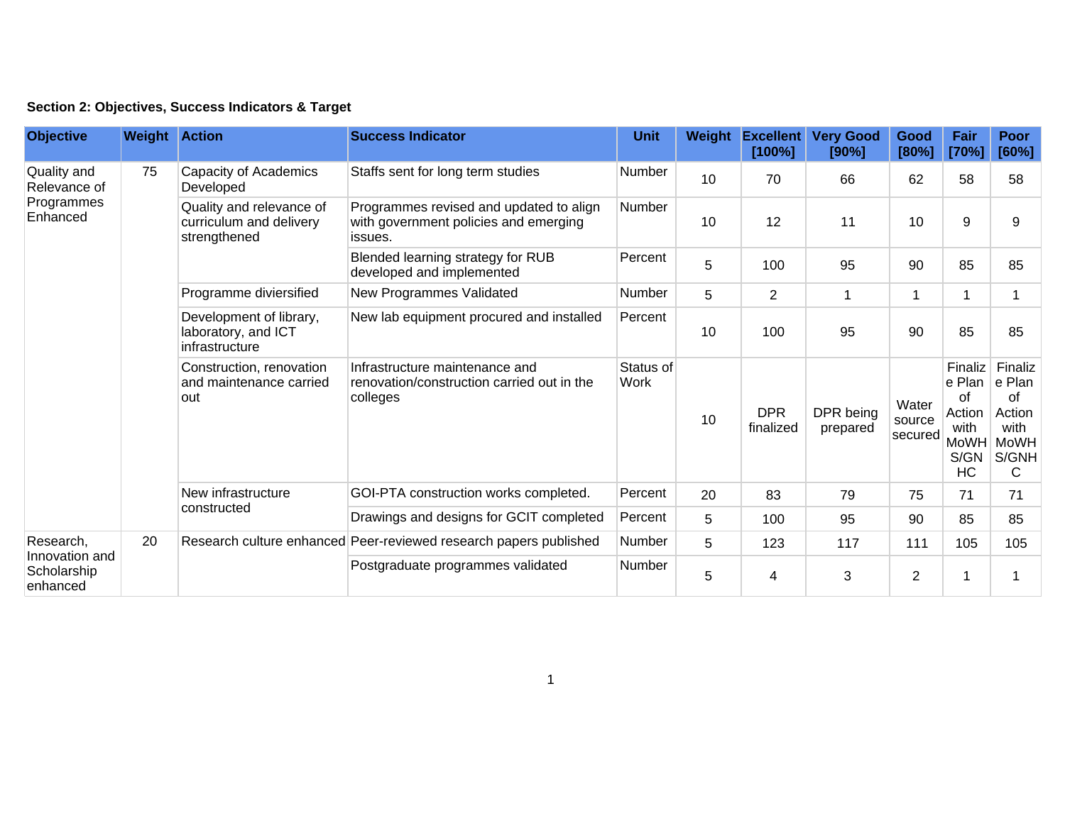**Section 2: Objectives, Success Indicators & Target**

| Objective | Weight | Action | Success Indicator | Unit | Weight | Excellent [100%] | Very Good [90%] | Good [80%] | Fair [70%] | Poor [60%] |
|---|---|---|---|---|---|---|---|---|---|---|
| Quality and Relevance of Programmes Enhanced | 75 | Capacity of Academics Developed | Staffs sent for long term studies | Number | 10 | 70 | 66 | 62 | 58 | 58 |
| | | Quality and relevance of curriculum and delivery strengthened | Programmes revised and updated to align with government policies and emerging issues. | Number | 10 | 12 | 11 | 10 | 9 | 9 |
| | | | Blended learning strategy for RUB developed and implemented | Percent | 5 | 100 | 95 | 90 | 85 | 85 |
| | | Programme diviersified | New Programmes Validated | Number | 5 | 2 | 1 | 1 | 1 | 1 |
| | | Development of library, laboratory, and ICT infrastructure | New lab equipment procured and installed | Percent | 10 | 100 | 95 | 90 | 85 | 85 |
| | | Construction, renovation and maintenance carried out | Infrastructure maintenance and renovation/construction carried out in the colleges | Status of Work | 10 | DPR finalized | DPR being prepared | Water source secured | Finalize Plan of Action with MoWHS/GNHC | Finalize Plan of Action with MoWHS/GNHC |
| | | New infrastructure constructed | GOI-PTA construction works completed. | Percent | 20 | 83 | 79 | 75 | 71 | 71 |
| | | | Drawings and designs for GCIT completed | Percent | 5 | 100 | 95 | 90 | 85 | 85 |
| Research, Innovation and Scholarship enhanced | 20 | Research culture enhanced | Peer-reviewed research papers published | Number | 5 | 123 | 117 | 111 | 105 | 105 |
| | | | Postgraduate programmes validated | Number | 5 | 4 | 3 | 2 | 1 | 1 |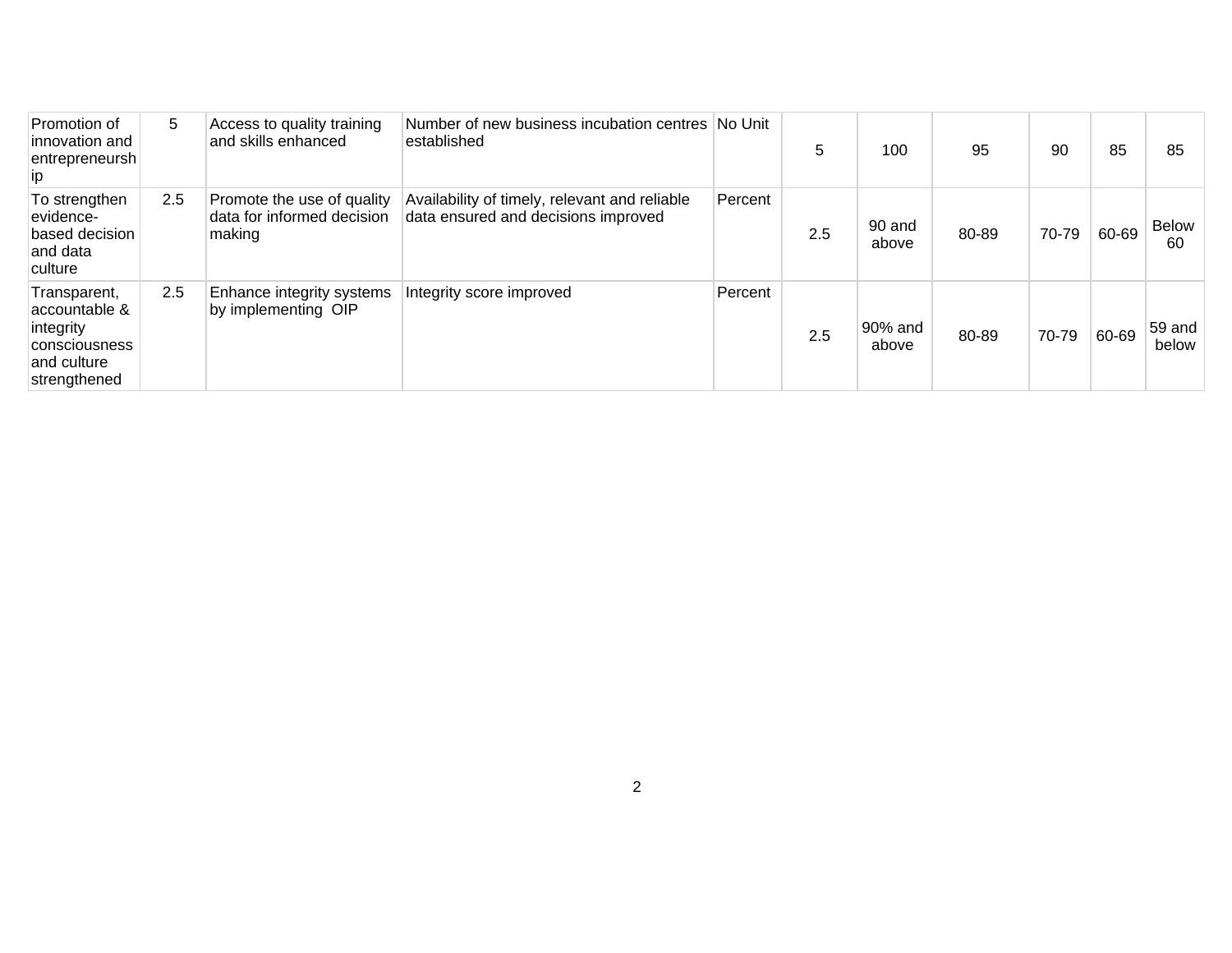| | | | | | | | | | | |
|---|---|---|---|---|---|---|---|---|---|---|
| Promotion of innovation and entrepreneurship | 5 | Access to quality training and skills enhanced | Number of new business incubation centres established | No Unit | 5 | 100 | 95 | 90 | 85 | 85 |
| To strengthen evidence-based decision and data culture | 2.5 | Promote the use of quality data for informed decision making | Availability of timely, relevant and reliable data ensured and decisions improved | Percent | 2.5 | 90 and above | 80-89 | 70-79 | 60-69 | Below 60 |
| Transparent, accountable & integrity consciousness and culture strengthened | 2.5 | Enhance integrity systems by implementing OIP | Integrity score improved | Percent | 2.5 | 90% and above | 80-89 | 70-79 | 60-69 | 59 and below |